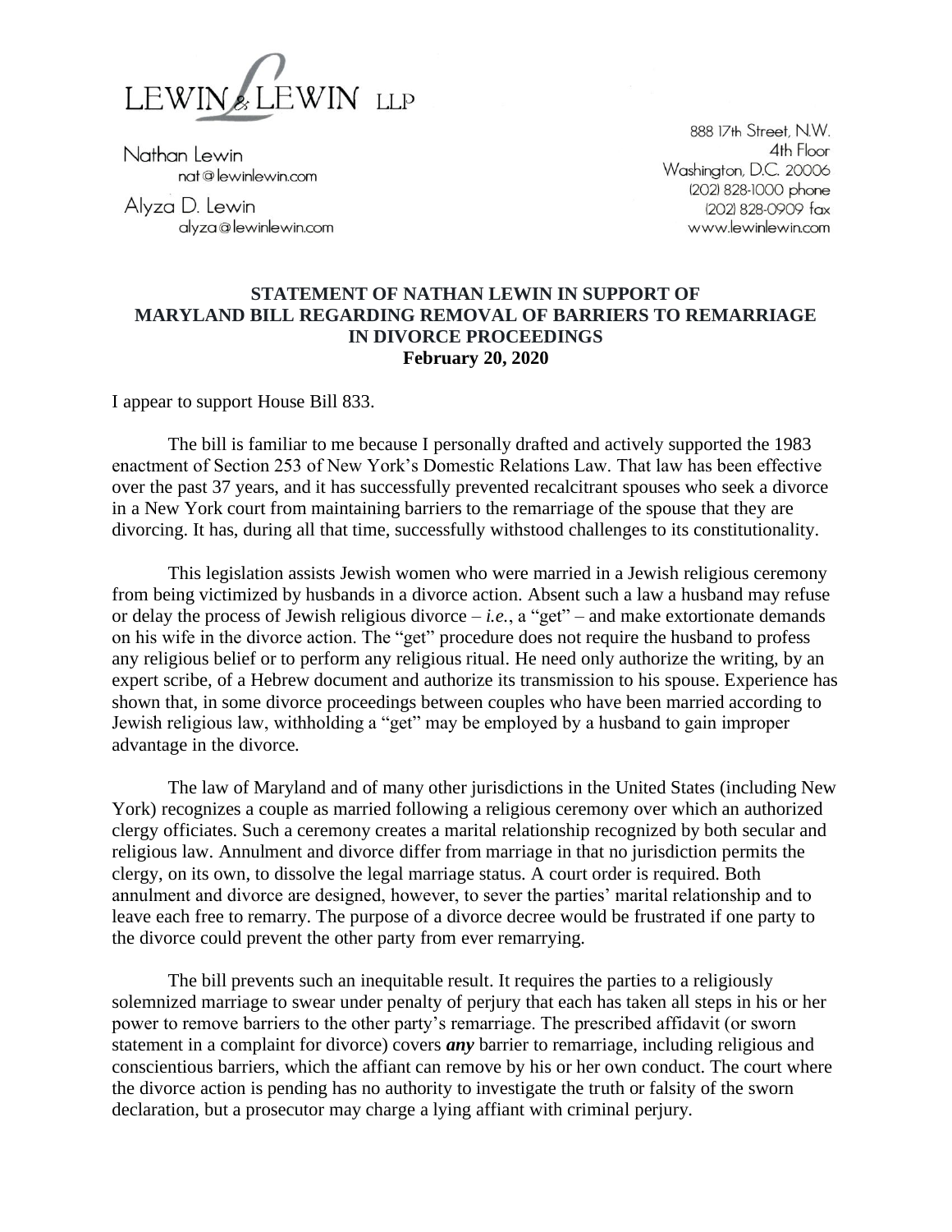LEWIN & LEWIN LLP

Nathan Lewin
nat@lewinlewin.com

Alyza D. Lewin
alyza@lewinlewin.com

888 17th Street, N.W.
4th Floor
Washington, D.C. 20006
(202) 828-1000 phone
(202) 828-0909 fax
www.lewinlewin.com

## STATEMENT OF NATHAN LEWIN IN SUPPORT OF MARYLAND BILL REGARDING REMOVAL OF BARRIERS TO REMARRIAGE IN DIVORCE PROCEEDINGS

**February 20, 2020**

I appear to support House Bill 833.

The bill is familiar to me because I personally drafted and actively supported the 1983 enactment of Section 253 of New York's Domestic Relations Law. That law has been effective over the past 37 years, and it has successfully prevented recalcitrant spouses who seek a divorce in a New York court from maintaining barriers to the remarriage of the spouse that they are divorcing. It has, during all that time, successfully withstood challenges to its constitutionality.

This legislation assists Jewish women who were married in a Jewish religious ceremony from being victimized by husbands in a divorce action. Absent such a law a husband may refuse or delay the process of Jewish religious divorce – *i.e.*, a "get" – and make extortionate demands on his wife in the divorce action. The "get" procedure does not require the husband to profess any religious belief or to perform any religious ritual. He need only authorize the writing, by an expert scribe, of a Hebrew document and authorize its transmission to his spouse. Experience has shown that, in some divorce proceedings between couples who have been married according to Jewish religious law, withholding a "get" may be employed by a husband to gain improper advantage in the divorce.

The law of Maryland and of many other jurisdictions in the United States (including New York) recognizes a couple as married following a religious ceremony over which an authorized clergy officiates. Such a ceremony creates a marital relationship recognized by both secular and religious law. Annulment and divorce differ from marriage in that no jurisdiction permits the clergy, on its own, to dissolve the legal marriage status. A court order is required. Both annulment and divorce are designed, however, to sever the parties' marital relationship and to leave each free to remarry. The purpose of a divorce decree would be frustrated if one party to the divorce could prevent the other party from ever remarrying.

The bill prevents such an inequitable result. It requires the parties to a religiously solemnized marriage to swear under penalty of perjury that each has taken all steps in his or her power to remove barriers to the other party's remarriage. The prescribed affidavit (or sworn statement in a complaint for divorce) covers ***any*** barrier to remarriage, including religious and conscientious barriers, which the affiant can remove by his or her own conduct. The court where the divorce action is pending has no authority to investigate the truth or falsity of the sworn declaration, but a prosecutor may charge a lying affiant with criminal perjury.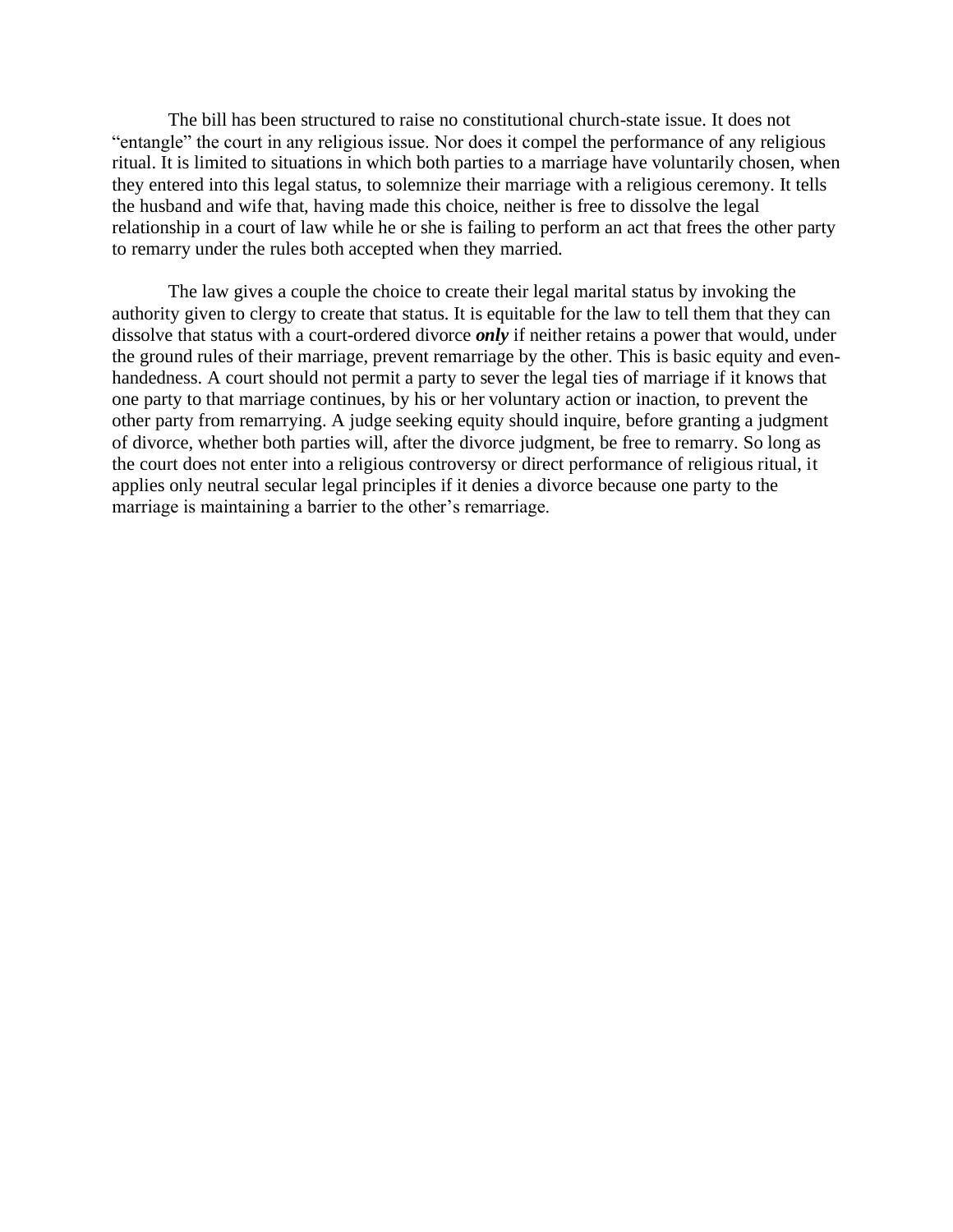The bill has been structured to raise no constitutional church-state issue. It does not "entangle" the court in any religious issue. Nor does it compel the performance of any religious ritual. It is limited to situations in which both parties to a marriage have voluntarily chosen, when they entered into this legal status, to solemnize their marriage with a religious ceremony. It tells the husband and wife that, having made this choice, neither is free to dissolve the legal relationship in a court of law while he or she is failing to perform an act that frees the other party to remarry under the rules both accepted when they married.

The law gives a couple the choice to create their legal marital status by invoking the authority given to clergy to create that status. It is equitable for the law to tell them that they can dissolve that status with a court-ordered divorce ***only*** if neither retains a power that would, under the ground rules of their marriage, prevent remarriage by the other. This is basic equity and even-handedness. A court should not permit a party to sever the legal ties of marriage if it knows that one party to that marriage continues, by his or her voluntary action or inaction, to prevent the other party from remarrying. A judge seeking equity should inquire, before granting a judgment of divorce, whether both parties will, after the divorce judgment, be free to remarry. So long as the court does not enter into a religious controversy or direct performance of religious ritual, it applies only neutral secular legal principles if it denies a divorce because one party to the marriage is maintaining a barrier to the other's remarriage.